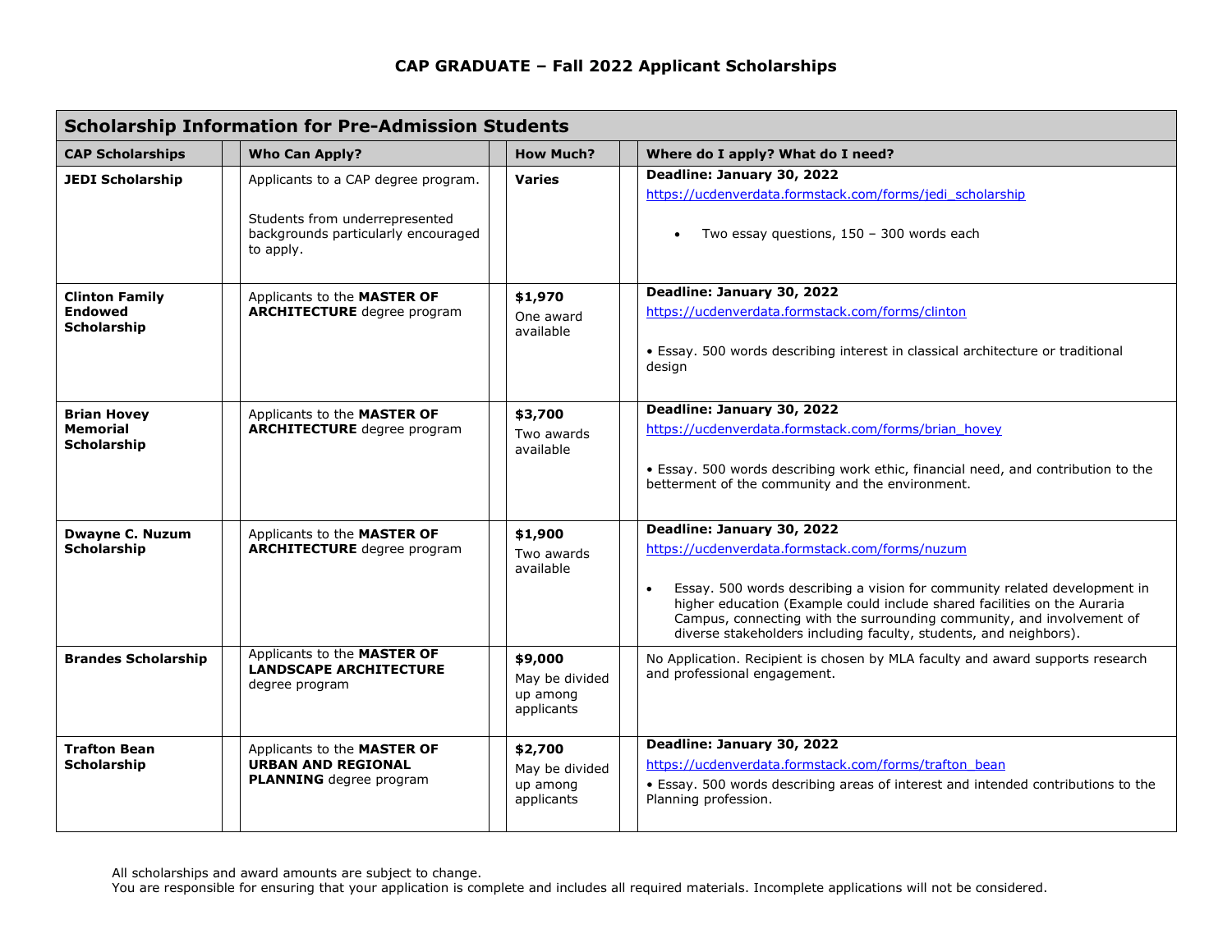# CAP GRADUATE – Fall 2022 Applicant Scholarships

| Scholarship Information for Pre-Admission Students | | | |
|---|---|---|---|
| **CAP Scholarships** | **Who Can Apply?** | **How Much?** | **Where do I apply? What do I need?** |
| **JEDI Scholarship** | Applicants to a CAP degree program.<br><br>Students from underrepresented backgrounds particularly encouraged to apply. | **Varies** | **Deadline: January 30, 2022**<br>https://ucdenverdata.formstack.com/forms/jedi_scholarship<br><br>• Two essay questions, 150 – 300 words each |
| **Clinton Family Endowed Scholarship** | Applicants to the **MASTER OF ARCHITECTURE** degree program | **$1,970**<br>One award available | **Deadline: January 30, 2022**<br>https://ucdenverdata.formstack.com/forms/clinton<br><br>• Essay. 500 words describing interest in classical architecture or traditional design |
| **Brian Hovey Memorial Scholarship** | Applicants to the **MASTER OF ARCHITECTURE** degree program | **$3,700**<br>Two awards available | **Deadline: January 30, 2022**<br>https://ucdenverdata.formstack.com/forms/brian_hovey<br><br>• Essay. 500 words describing work ethic, financial need, and contribution to the betterment of the community and the environment. |
| **Dwayne C. Nuzum Scholarship** | Applicants to the **MASTER OF ARCHITECTURE** degree program | **$1,900**<br>Two awards available | **Deadline: January 30, 2022**<br>https://ucdenverdata.formstack.com/forms/nuzum<br><br>• Essay. 500 words describing a vision for community related development in higher education (Example could include shared facilities on the Auraria Campus, connecting with the surrounding community, and involvement of diverse stakeholders including faculty, students, and neighbors). |
| **Brandes Scholarship** | Applicants to the **MASTER OF LANDSCAPE ARCHITECTURE** degree program | **$9,000**<br>May be divided up among applicants | No Application. Recipient is chosen by MLA faculty and award supports research and professional engagement. |
| **Trafton Bean Scholarship** | Applicants to the **MASTER OF URBAN AND REGIONAL PLANNING** degree program | **$2,700**<br>May be divided up among applicants | **Deadline: January 30, 2022**<br>https://ucdenverdata.formstack.com/forms/trafton_bean<br>• Essay. 500 words describing areas of interest and intended contributions to the Planning profession. |

All scholarships and award amounts are subject to change.
You are responsible for ensuring that your application is complete and includes all required materials. Incomplete applications will not be considered.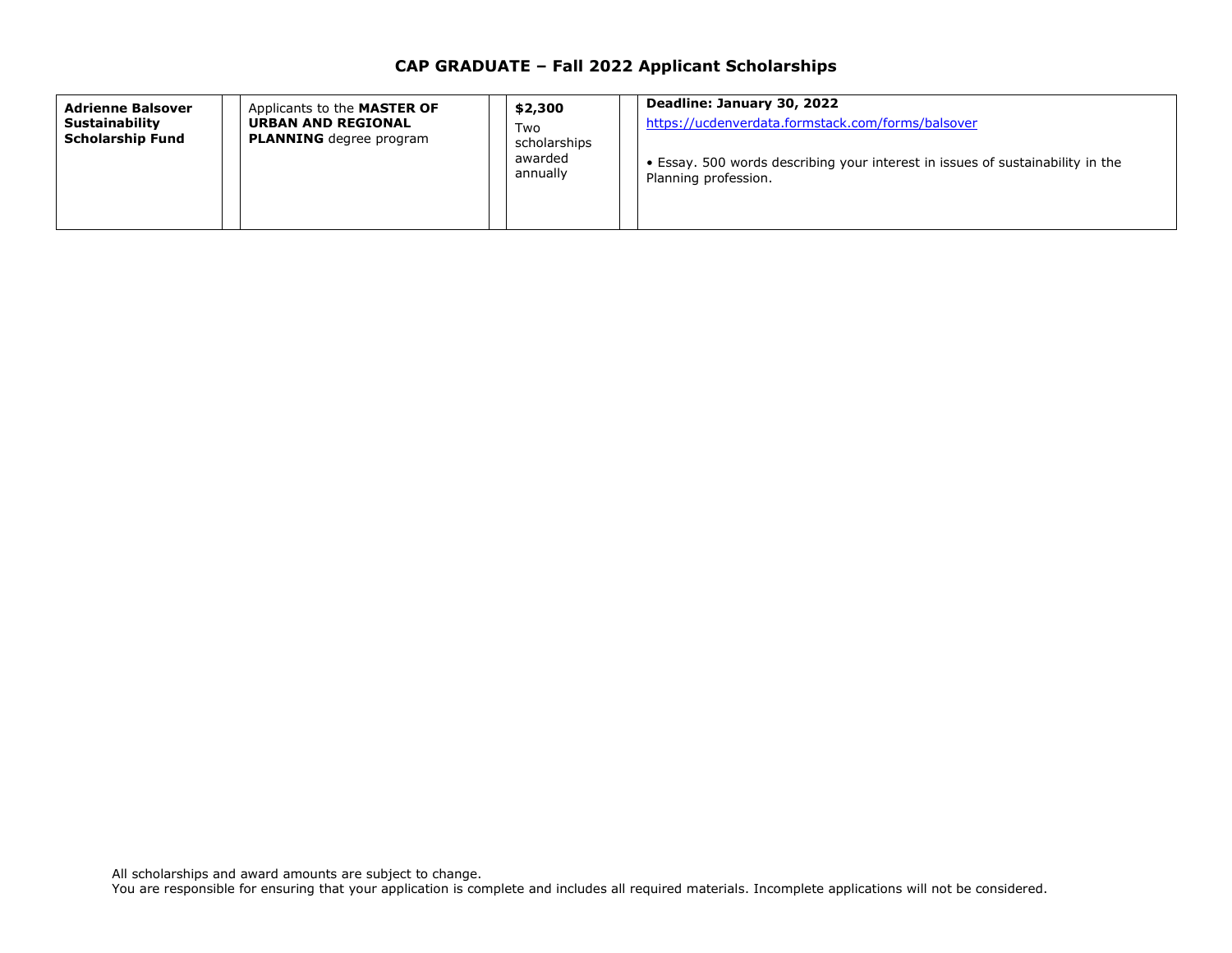## CAP GRADUATE – Fall 2022 Applicant Scholarships

| | | | | | | |
|---|---|---|---|---|---|---|
| **Adrienne Balsover Sustainability Scholarship Fund** | | Applicants to the **MASTER OF URBAN AND REGIONAL PLANNING** degree program | | **$2,300**<br>Two scholarships awarded annually | | **Deadline: January 30, 2022**<br>https://ucdenverdata.formstack.com/forms/balsover<br><br>• Essay. 500 words describing your interest in issues of sustainability in the Planning profession. |

All scholarships and award amounts are subject to change.
You are responsible for ensuring that your application is complete and includes all required materials. Incomplete applications will not be considered.